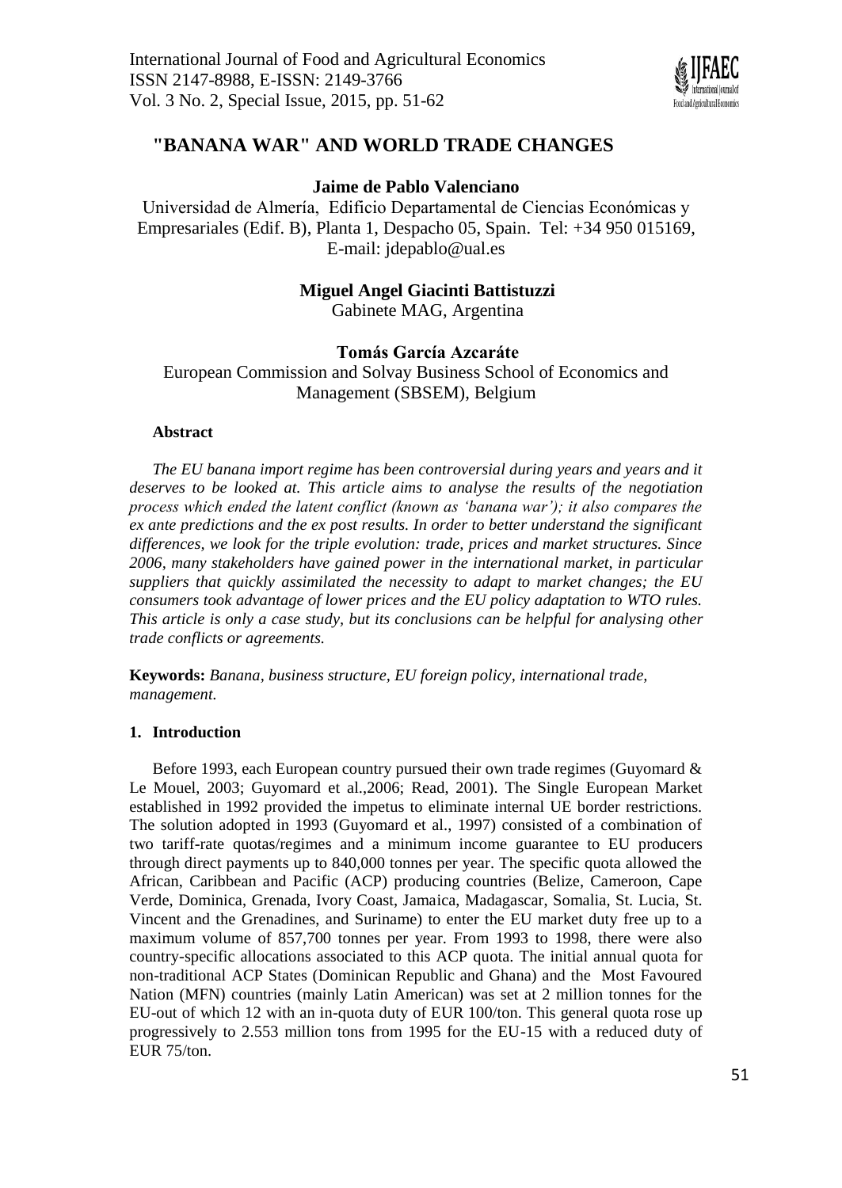# "BANANA WAR" AND WORLD TRADE CHANGES

**Jaime de Pablo Valenciano**

Universidad de Almería, Edificio Departamental de Ciencias Económicas y Empresariales (Edif. B), Planta 1, Despacho 05, Spain. Tel: +34 950 015169, E-mail: jdepablo@ual.es

**Miguel Angel Giacinti Battistuzzi**

Gabinete MAG, Argentina

**Tomás García Azcaráte**

European Commission and Solvay Business School of Economics and Management (SBSEM), Belgium

**Abstract**

*The EU banana import regime has been controversial during years and years and it deserves to be looked at. This article aims to analyse the results of the negotiation process which ended the latent conflict (known as 'banana war'); it also compares the ex ante predictions and the ex post results. In order to better understand the significant differences, we look for the triple evolution: trade, prices and market structures. Since 2006, many stakeholders have gained power in the international market, in particular suppliers that quickly assimilated the necessity to adapt to market changes; the EU consumers took advantage of lower prices and the EU policy adaptation to WTO rules. This article is only a case study, but its conclusions can be helpful for analysing other trade conflicts or agreements.*

**Keywords:** *Banana, business structure, EU foreign policy, international trade, management.*

## 1. Introduction

Before 1993, each European country pursued their own trade regimes (Guyomard & Le Mouel, 2003; Guyomard et al.,2006; Read, 2001). The Single European Market established in 1992 provided the impetus to eliminate internal UE border restrictions. The solution adopted in 1993 (Guyomard et al., 1997) consisted of a combination of two tariff-rate quotas/regimes and a minimum income guarantee to EU producers through direct payments up to 840,000 tonnes per year. The specific quota allowed the African, Caribbean and Pacific (ACP) producing countries (Belize, Cameroon, Cape Verde, Dominica, Grenada, Ivory Coast, Jamaica, Madagascar, Somalia, St. Lucia, St. Vincent and the Grenadines, and Suriname) to enter the EU market duty free up to a maximum volume of 857,700 tonnes per year. From 1993 to 1998, there were also country-specific allocations associated to this ACP quota. The initial annual quota for non-traditional ACP States (Dominican Republic and Ghana) and the Most Favoured Nation (MFN) countries (mainly Latin American) was set at 2 million tonnes for the EU-out of which 12 with an in-quota duty of EUR 100/ton. This general quota rose up progressively to 2.553 million tons from 1995 for the EU-15 with a reduced duty of EUR 75/ton.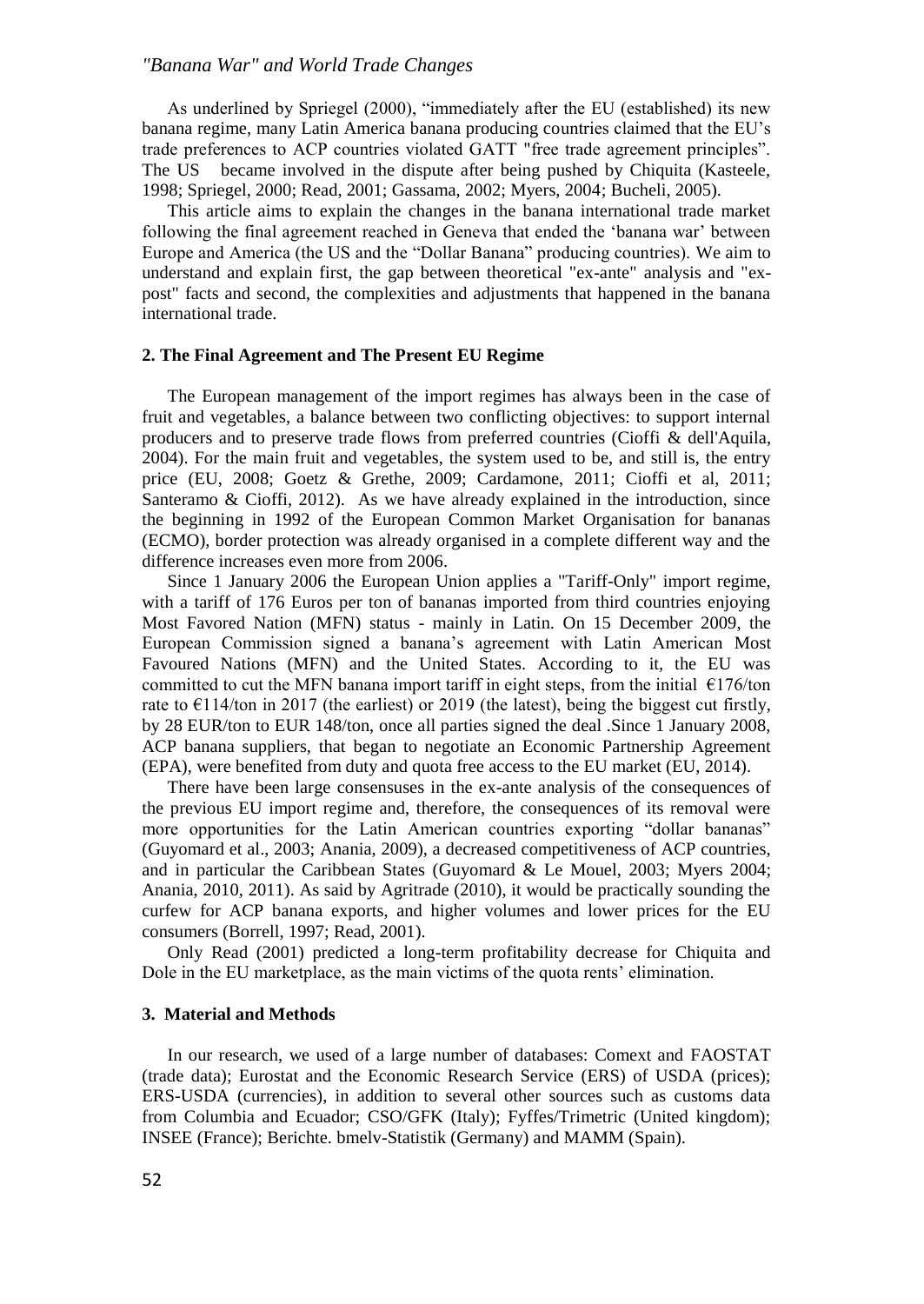As underlined by Spriegel (2000), "immediately after the EU (established) its new banana regime, many Latin America banana producing countries claimed that the EU's trade preferences to ACP countries violated GATT "free trade agreement principles". The US became involved in the dispute after being pushed by Chiquita (Kasteele, 1998; Spriegel, 2000; Read, 2001; Gassama, 2002; Myers, 2004; Bucheli, 2005).

This article aims to explain the changes in the banana international trade market following the final agreement reached in Geneva that ended the 'banana war' between Europe and America (the US and the "Dollar Banana" producing countries). We aim to understand and explain first, the gap between theoretical "ex-ante" analysis and "ex-post" facts and second, the complexities and adjustments that happened in the banana international trade.

## 2. The Final Agreement and The Present EU Regime

The European management of the import regimes has always been in the case of fruit and vegetables, a balance between two conflicting objectives: to support internal producers and to preserve trade flows from preferred countries (Cioffi & dell'Aquila, 2004). For the main fruit and vegetables, the system used to be, and still is, the entry price (EU, 2008; Goetz & Grethe, 2009; Cardamone, 2011; Cioffi et al, 2011; Santeramo & Cioffi, 2012). As we have already explained in the introduction, since the beginning in 1992 of the European Common Market Organisation for bananas (ECMO), border protection was already organised in a complete different way and the difference increases even more from 2006.

Since 1 January 2006 the European Union applies a "Tariff-Only" import regime, with a tariff of 176 Euros per ton of bananas imported from third countries enjoying Most Favored Nation (MFN) status - mainly in Latin. On 15 December 2009, the European Commission signed a banana's agreement with Latin American Most Favoured Nations (MFN) and the United States. According to it, the EU was committed to cut the MFN banana import tariff in eight steps, from the initial €176/ton rate to €114/ton in 2017 (the earliest) or 2019 (the latest), being the biggest cut firstly, by 28 EUR/ton to EUR 148/ton, once all parties signed the deal .Since 1 January 2008, ACP banana suppliers, that began to negotiate an Economic Partnership Agreement (EPA), were benefited from duty and quota free access to the EU market (EU, 2014).

There have been large consensuses in the ex-ante analysis of the consequences of the previous EU import regime and, therefore, the consequences of its removal were more opportunities for the Latin American countries exporting "dollar bananas" (Guyomard et al., 2003; Anania, 2009), a decreased competitiveness of ACP countries, and in particular the Caribbean States (Guyomard & Le Mouel, 2003; Myers 2004; Anania, 2010, 2011). As said by Agritrade (2010), it would be practically sounding the curfew for ACP banana exports, and higher volumes and lower prices for the EU consumers (Borrell, 1997; Read, 2001).

Only Read (2001) predicted a long-term profitability decrease for Chiquita and Dole in the EU marketplace, as the main victims of the quota rents' elimination.

## 3. Material and Methods

In our research, we used of a large number of databases: Comext and FAOSTAT (trade data); Eurostat and the Economic Research Service (ERS) of USDA (prices); ERS-USDA (currencies), in addition to several other sources such as customs data from Columbia and Ecuador; CSO/GFK (Italy); Fyffes/Trimetric (United kingdom); INSEE (France); Berichte. bmelv-Statistik (Germany) and MAMM (Spain).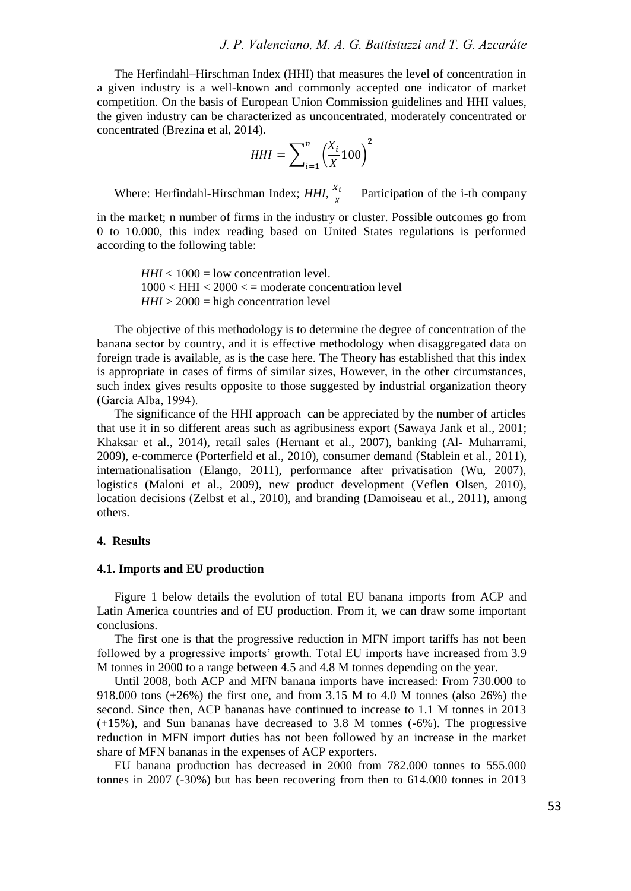The Herfindahl–Hirschman Index (HHI) that measures the level of concentration in a given industry is a well-known and commonly accepted one indicator of market competition. On the basis of European Union Commission guidelines and HHI values, the given industry can be characterized as unconcentrated, moderately concentrated or concentrated (Brezina et al, 2014).

$$HHI = \sum_{i=1}^{n} \left( \frac{X_i}{X} 100 \right)^2$$

Where: Herfindahl-Hirschman Index; *HHI*, $\frac{x_i}{x}$ Participation of the i-th company in the market; n number of firms in the industry or cluster. Possible outcomes go from 0 to 10.000, this index reading based on United States regulations is performed according to the following table:

> *HHI* < 1000 = low concentration level.
> 1000 < HHI < 2000 < = moderate concentration level
> *HHI* > 2000 = high concentration level

The objective of this methodology is to determine the degree of concentration of the banana sector by country, and it is effective methodology when disaggregated data on foreign trade is available, as is the case here. The Theory has established that this index is appropriate in cases of firms of similar sizes, However, in the other circumstances, such index gives results opposite to those suggested by industrial organization theory (García Alba, 1994).

The significance of the HHI approach can be appreciated by the number of articles that use it in so different areas such as agribusiness export (Sawaya Jank et al., 2001; Khaksar et al., 2014), retail sales (Hernant et al., 2007), banking (Al- Muharrami, 2009), e-commerce (Porterfield et al., 2010), consumer demand (Stablein et al., 2011), internationalisation (Elango, 2011), performance after privatisation (Wu, 2007), logistics (Maloni et al., 2009), new product development (Veflen Olsen, 2010), location decisions (Zelbst et al., 2010), and branding (Damoiseau et al., 2011), among others.

## 4. Results

### 4.1. Imports and EU production

Figure 1 below details the evolution of total EU banana imports from ACP and Latin America countries and of EU production. From it, we can draw some important conclusions.

The first one is that the progressive reduction in MFN import tariffs has not been followed by a progressive imports' growth. Total EU imports have increased from 3.9 M tonnes in 2000 to a range between 4.5 and 4.8 M tonnes depending on the year.

Until 2008, both ACP and MFN banana imports have increased: From 730.000 to 918.000 tons (+26%) the first one, and from 3.15 M to 4.0 M tonnes (also 26%) the second. Since then, ACP bananas have continued to increase to 1.1 M tonnes in 2013 (+15%), and Sun bananas have decreased to 3.8 M tonnes (-6%). The progressive reduction in MFN import duties has not been followed by an increase in the market share of MFN bananas in the expenses of ACP exporters.

EU banana production has decreased in 2000 from 782.000 tonnes to 555.000 tonnes in 2007 (-30%) but has been recovering from then to 614.000 tonnes in 2013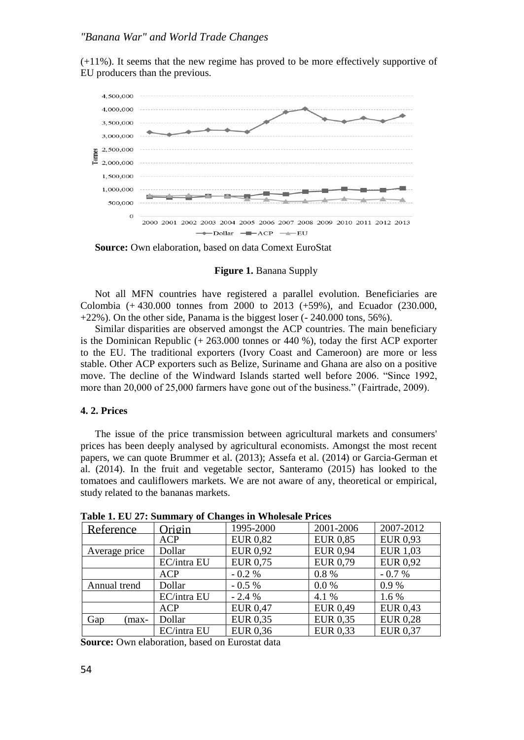(+11%). It seems that the new regime has proved to be more effectively supportive of EU producers than the previous.

**Source:** Own elaboration, based on data Comext EuroStat

**Figure 1.** Banana Supply

Not all MFN countries have registered a parallel evolution. Beneficiaries are Colombia (+ 430.000 tonnes from 2000 to 2013 (+59%), and Ecuador (230.000, +22%). On the other side, Panama is the biggest loser (- 240.000 tons, 56%).

Similar disparities are observed amongst the ACP countries. The main beneficiary is the Dominican Republic (+ 263.000 tonnes or 440 %), today the first ACP exporter to the EU. The traditional exporters (Ivory Coast and Cameroon) are more or less stable. Other ACP exporters such as Belize, Suriname and Ghana are also on a positive move. The decline of the Windward Islands started well before 2006. "Since 1992, more than 20,000 of 25,000 farmers have gone out of the business." (Fairtrade, 2009).

#### 4. 2. Prices

The issue of the price transmission between agricultural markets and consumers' prices has been deeply analysed by agricultural economists. Amongst the most recent papers, we can quote Brummer et al. (2013); Assefa et al. (2014) or Garcia-German et al. (2014). In the fruit and vegetable sector, Santeramo (2015) has looked to the tomatoes and cauliflowers markets. We are not aware of any, theoretical or empirical, study related to the bananas markets.

**Table 1. EU 27: Summary of Changes in Wholesale Prices**

| Reference | Origin | 1995-2000 | 2001-2006 | 2007-2012 |
|---|---|---|---|---|
| | ACP | EUR 0,82 | EUR 0,85 | EUR 0,93 |
| Average price | Dollar | EUR 0,92 | EUR 0,94 | EUR 1,03 |
| | EC/intra EU | EUR 0,75 | EUR 0,79 | EUR 0,92 |
| | ACP | - 0.2 % | 0.8 % | - 0.7 % |
| Annual trend | Dollar | - 0.5 % | 0.0 % | 0.9 % |
| | EC/intra EU | - 2.4 % | 4.1 % | 1.6 % |
| | ACP | EUR 0,47 | EUR 0,49 | EUR 0,43 |
| Gap (max- | Dollar | EUR 0,35 | EUR 0,35 | EUR 0,28 |
| | EC/intra EU | EUR 0,36 | EUR 0,33 | EUR 0,37 |

**Source:** Own elaboration, based on Eurostat data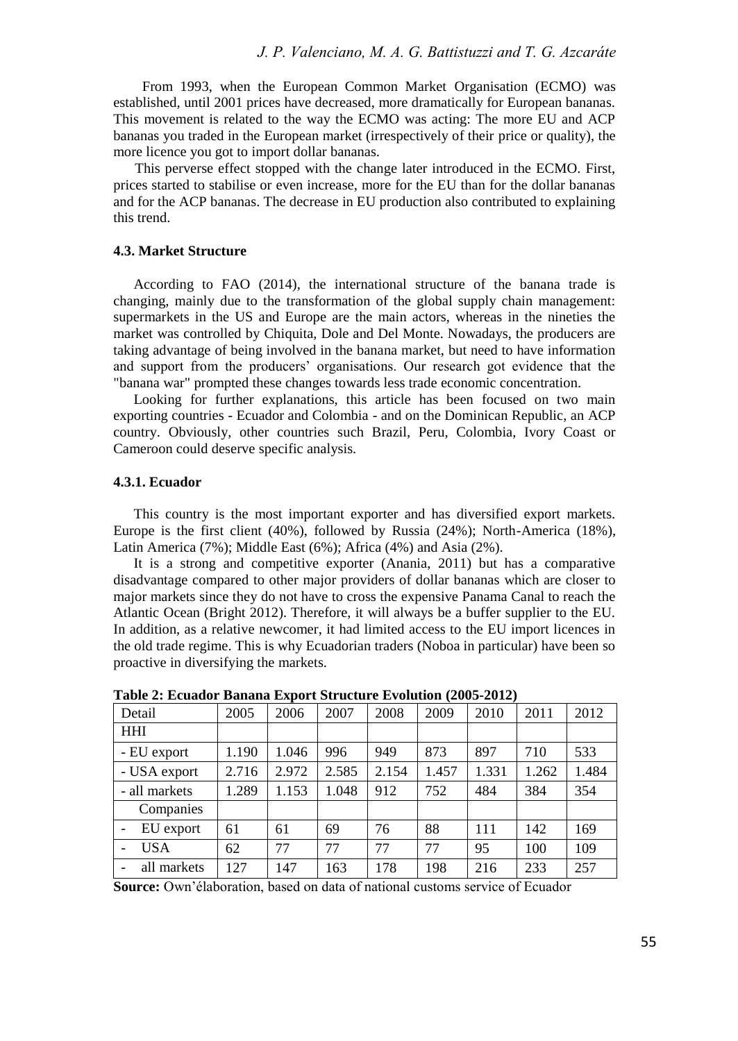From 1993, when the European Common Market Organisation (ECMO) was established, until 2001 prices have decreased, more dramatically for European bananas. This movement is related to the way the ECMO was acting: The more EU and ACP bananas you traded in the European market (irrespectively of their price or quality), the more licence you got to import dollar bananas.

This perverse effect stopped with the change later introduced in the ECMO. First, prices started to stabilise or even increase, more for the EU than for the dollar bananas and for the ACP bananas. The decrease in EU production also contributed to explaining this trend.

#### 4.3. Market Structure

According to FAO (2014), the international structure of the banana trade is changing, mainly due to the transformation of the global supply chain management: supermarkets in the US and Europe are the main actors, whereas in the nineties the market was controlled by Chiquita, Dole and Del Monte. Nowadays, the producers are taking advantage of being involved in the banana market, but need to have information and support from the producers' organisations. Our research got evidence that the "banana war" prompted these changes towards less trade economic concentration.

Looking for further explanations, this article has been focused on two main exporting countries - Ecuador and Colombia - and on the Dominican Republic, an ACP country. Obviously, other countries such Brazil, Peru, Colombia, Ivory Coast or Cameroon could deserve specific analysis.

#### 4.3.1. Ecuador

This country is the most important exporter and has diversified export markets. Europe is the first client (40%), followed by Russia (24%); North-America (18%), Latin America (7%); Middle East (6%); Africa (4%) and Asia (2%).

It is a strong and competitive exporter (Anania, 2011) but has a comparative disadvantage compared to other major providers of dollar bananas which are closer to major markets since they do not have to cross the expensive Panama Canal to reach the Atlantic Ocean (Bright 2012). Therefore, it will always be a buffer supplier to the EU. In addition, as a relative newcomer, it had limited access to the EU import licences in the old trade regime. This is why Ecuadorian traders (Noboa in particular) have been so proactive in diversifying the markets.

**Table 2: Ecuador Banana Export Structure Evolution (2005-2012)**

| Detail | 2005 | 2006 | 2007 | 2008 | 2009 | 2010 | 2011 | 2012 |
|---|---|---|---|---|---|---|---|---|
| HHI | | | | | | | | |
| - EU export | 1.190 | 1.046 | 996 | 949 | 873 | 897 | 710 | 533 |
| - USA export | 2.716 | 2.972 | 2.585 | 2.154 | 1.457 | 1.331 | 1.262 | 1.484 |
| - all markets | 1.289 | 1.153 | 1.048 | 912 | 752 | 484 | 384 | 354 |
| Companies | | | | | | | | |
| - EU export | 61 | 61 | 69 | 76 | 88 | 111 | 142 | 169 |
| - USA | 62 | 77 | 77 | 77 | 77 | 95 | 100 | 109 |
| - all markets | 127 | 147 | 163 | 178 | 198 | 216 | 233 | 257 |

**Source:** Own'élaboration, based on data of national customs service of Ecuador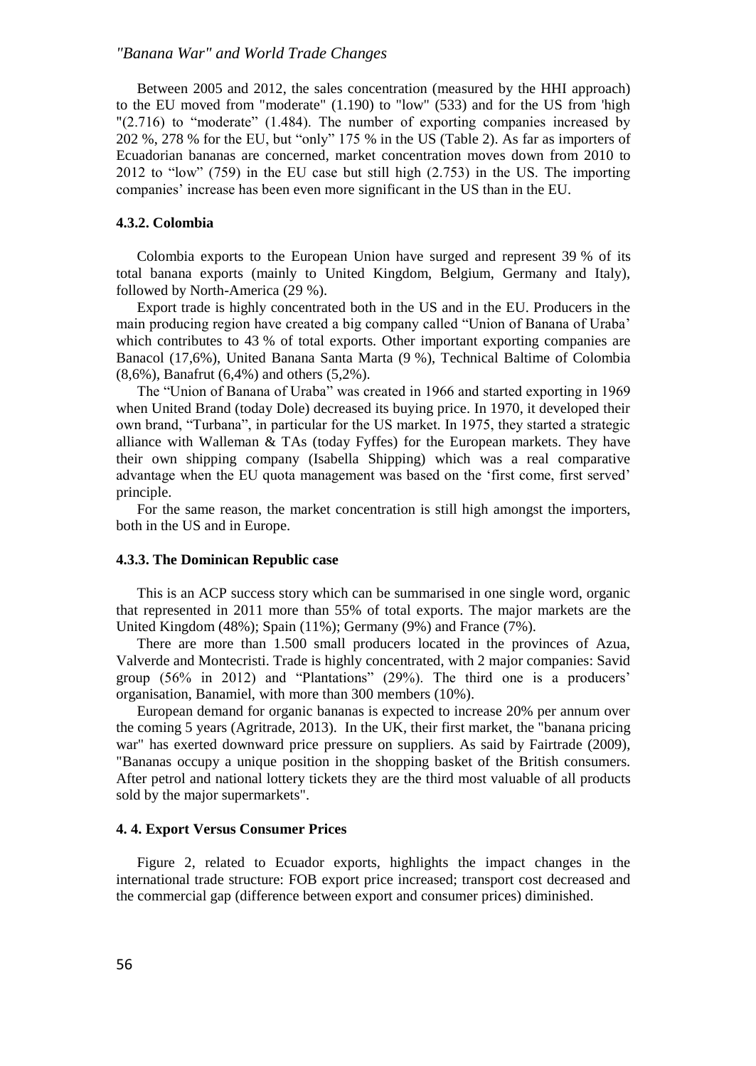Between 2005 and 2012, the sales concentration (measured by the HHI approach) to the EU moved from "moderate" (1.190) to "low" (533) and for the US from 'high "(2.716) to "moderate" (1.484). The number of exporting companies increased by 202 %, 278 % for the EU, but "only" 175 % in the US (Table 2). As far as importers of Ecuadorian bananas are concerned, market concentration moves down from 2010 to 2012 to "low" (759) in the EU case but still high (2.753) in the US. The importing companies' increase has been even more significant in the US than in the EU.

#### 4.3.2. Colombia

Colombia exports to the European Union have surged and represent 39 % of its total banana exports (mainly to United Kingdom, Belgium, Germany and Italy), followed by North-America (29 %).

Export trade is highly concentrated both in the US and in the EU. Producers in the main producing region have created a big company called "Union of Banana of Uraba' which contributes to 43 % of total exports. Other important exporting companies are Banacol (17,6%), United Banana Santa Marta (9 %), Technical Baltime of Colombia (8,6%), Banafrut (6,4%) and others (5,2%).

The "Union of Banana of Uraba" was created in 1966 and started exporting in 1969 when United Brand (today Dole) decreased its buying price. In 1970, it developed their own brand, "Turbana", in particular for the US market. In 1975, they started a strategic alliance with Walleman & TAs (today Fyffes) for the European markets. They have their own shipping company (Isabella Shipping) which was a real comparative advantage when the EU quota management was based on the 'first come, first served' principle.

For the same reason, the market concentration is still high amongst the importers, both in the US and in Europe.

#### 4.3.3. The Dominican Republic case

This is an ACP success story which can be summarised in one single word, organic that represented in 2011 more than 55% of total exports. The major markets are the United Kingdom (48%); Spain (11%); Germany (9%) and France (7%).

There are more than 1.500 small producers located in the provinces of Azua, Valverde and Montecristi. Trade is highly concentrated, with 2 major companies: Savid group (56% in 2012) and "Plantations" (29%). The third one is a producers' organisation, Banamiel, with more than 300 members (10%).

European demand for organic bananas is expected to increase 20% per annum over the coming 5 years (Agritrade, 2013). In the UK, their first market, the "banana pricing war" has exerted downward price pressure on suppliers. As said by Fairtrade (2009), "Bananas occupy a unique position in the shopping basket of the British consumers. After petrol and national lottery tickets they are the third most valuable of all products sold by the major supermarkets".

### 4. 4. Export Versus Consumer Prices

Figure 2, related to Ecuador exports, highlights the impact changes in the international trade structure: FOB export price increased; transport cost decreased and the commercial gap (difference between export and consumer prices) diminished.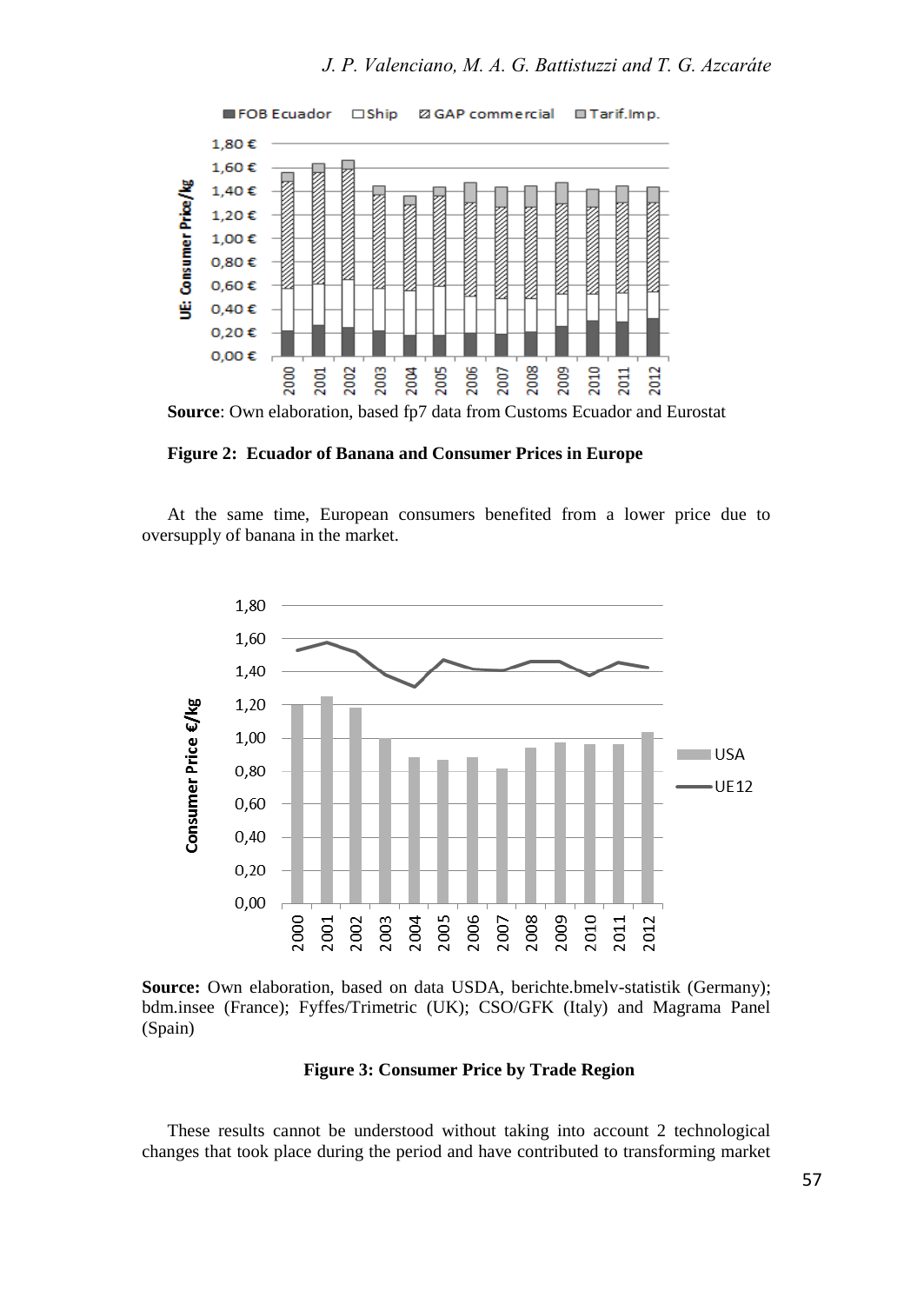**Source**: Own elaboration, based fp7 data from Customs Ecuador and Eurostat

**Figure 2: Ecuador of Banana and Consumer Prices in Europe**

At the same time, European consumers benefited from a lower price due to oversupply of banana in the market.

**Source:** Own elaboration, based on data USDA, berichte.bmelv-statistik (Germany); bdm.insee (France); Fyffes/Trimetric (UK); CSO/GFK (Italy) and Magrama Panel (Spain)

**Figure 3: Consumer Price by Trade Region**

These results cannot be understood without taking into account 2 technological changes that took place during the period and have contributed to transforming market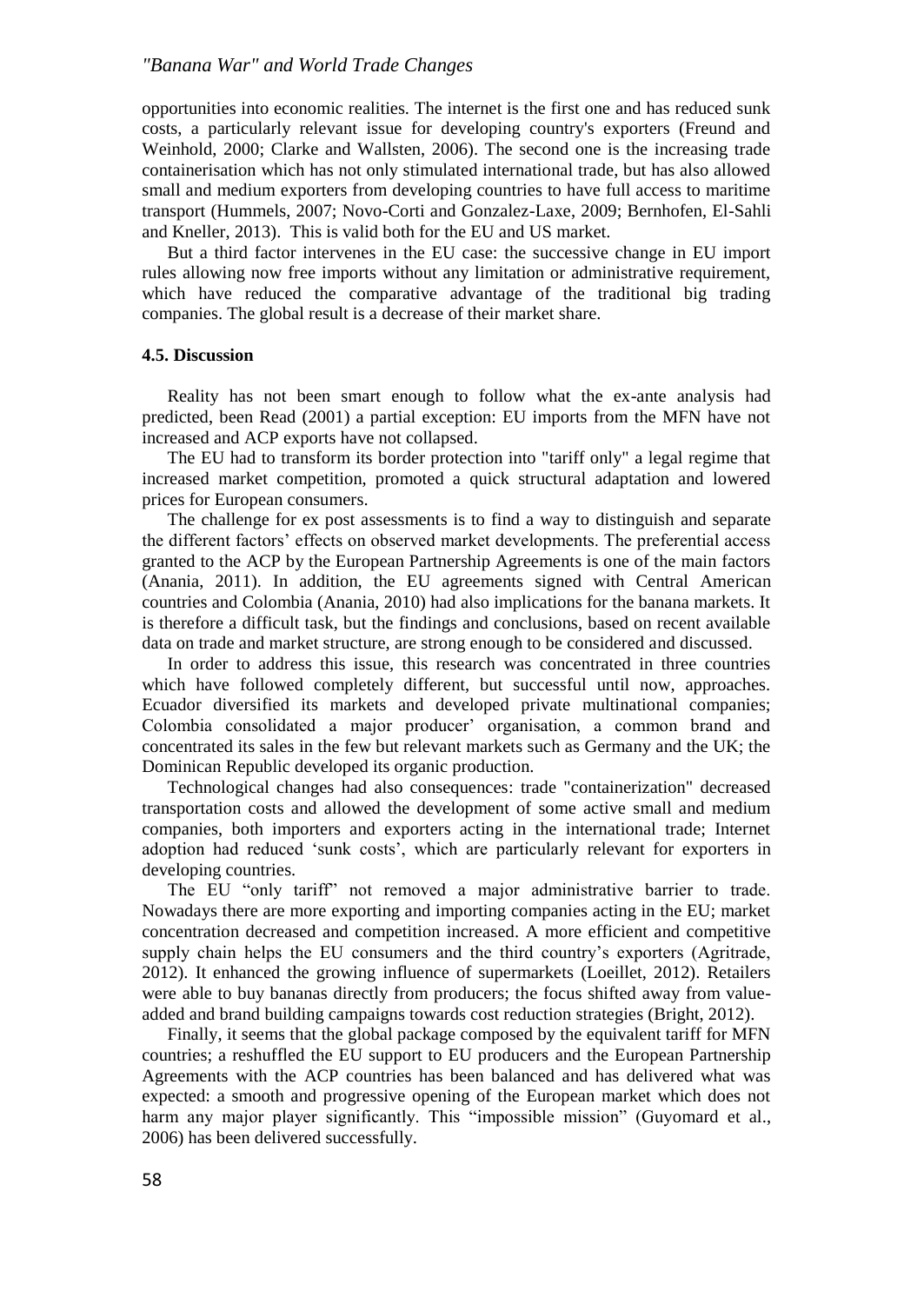opportunities into economic realities. The internet is the first one and has reduced sunk costs, a particularly relevant issue for developing country's exporters (Freund and Weinhold, 2000; Clarke and Wallsten, 2006). The second one is the increasing trade containerisation which has not only stimulated international trade, but has also allowed small and medium exporters from developing countries to have full access to maritime transport (Hummels, 2007; Novo-Corti and Gonzalez-Laxe, 2009; Bernhofen, El-Sahli and Kneller, 2013). This is valid both for the EU and US market.

But a third factor intervenes in the EU case: the successive change in EU import rules allowing now free imports without any limitation or administrative requirement, which have reduced the comparative advantage of the traditional big trading companies. The global result is a decrease of their market share.

#### 4.5. Discussion

Reality has not been smart enough to follow what the ex-ante analysis had predicted, been Read (2001) a partial exception: EU imports from the MFN have not increased and ACP exports have not collapsed.

The EU had to transform its border protection into "tariff only" a legal regime that increased market competition, promoted a quick structural adaptation and lowered prices for European consumers.

The challenge for ex post assessments is to find a way to distinguish and separate the different factors' effects on observed market developments. The preferential access granted to the ACP by the European Partnership Agreements is one of the main factors (Anania, 2011). In addition, the EU agreements signed with Central American countries and Colombia (Anania, 2010) had also implications for the banana markets. It is therefore a difficult task, but the findings and conclusions, based on recent available data on trade and market structure, are strong enough to be considered and discussed.

In order to address this issue, this research was concentrated in three countries which have followed completely different, but successful until now, approaches. Ecuador diversified its markets and developed private multinational companies; Colombia consolidated a major producer' organisation, a common brand and concentrated its sales in the few but relevant markets such as Germany and the UK; the Dominican Republic developed its organic production.

Technological changes had also consequences: trade "containerization" decreased transportation costs and allowed the development of some active small and medium companies, both importers and exporters acting in the international trade; Internet adoption had reduced 'sunk costs', which are particularly relevant for exporters in developing countries.

The EU "only tariff" not removed a major administrative barrier to trade. Nowadays there are more exporting and importing companies acting in the EU; market concentration decreased and competition increased. A more efficient and competitive supply chain helps the EU consumers and the third country's exporters (Agritrade, 2012). It enhanced the growing influence of supermarkets (Loeillet, 2012). Retailers were able to buy bananas directly from producers; the focus shifted away from value-added and brand building campaigns towards cost reduction strategies (Bright, 2012).

Finally, it seems that the global package composed by the equivalent tariff for MFN countries; a reshuffled the EU support to EU producers and the European Partnership Agreements with the ACP countries has been balanced and has delivered what was expected: a smooth and progressive opening of the European market which does not harm any major player significantly. This "impossible mission" (Guyomard et al., 2006) has been delivered successfully.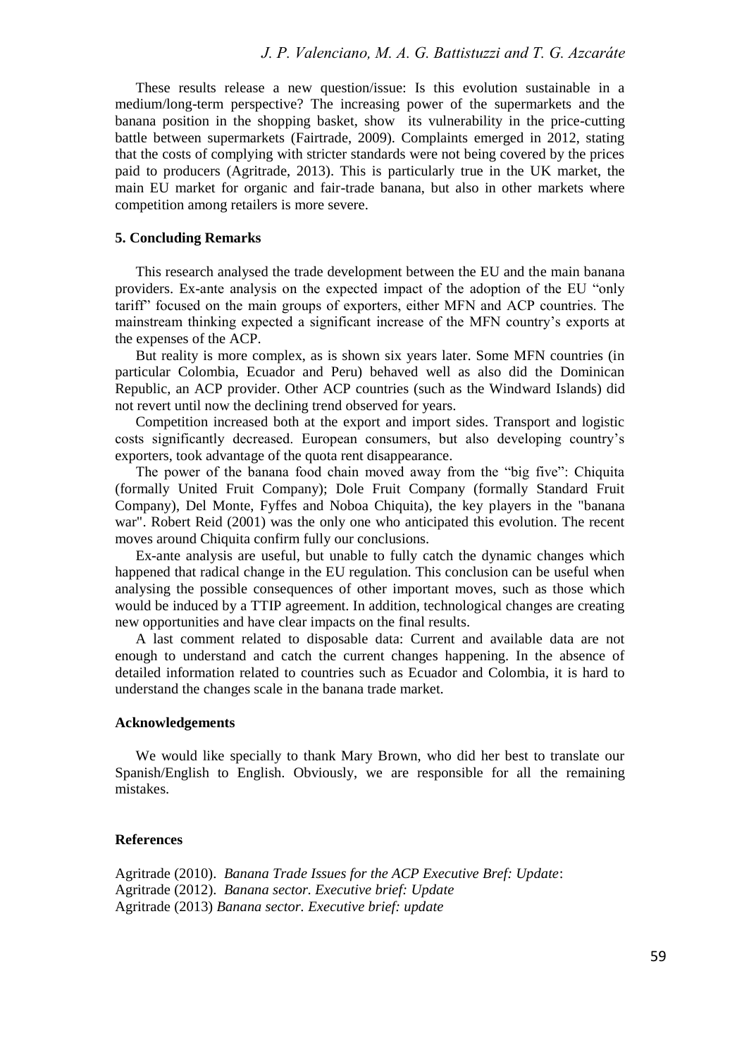These results release a new question/issue: Is this evolution sustainable in a medium/long-term perspective? The increasing power of the supermarkets and the banana position in the shopping basket, show its vulnerability in the price-cutting battle between supermarkets (Fairtrade, 2009). Complaints emerged in 2012, stating that the costs of complying with stricter standards were not being covered by the prices paid to producers (Agritrade, 2013). This is particularly true in the UK market, the main EU market for organic and fair-trade banana, but also in other markets where competition among retailers is more severe.

## 5. Concluding Remarks

This research analysed the trade development between the EU and the main banana providers. Ex-ante analysis on the expected impact of the adoption of the EU "only tariff" focused on the main groups of exporters, either MFN and ACP countries. The mainstream thinking expected a significant increase of the MFN country's exports at the expenses of the ACP.

But reality is more complex, as is shown six years later. Some MFN countries (in particular Colombia, Ecuador and Peru) behaved well as also did the Dominican Republic, an ACP provider. Other ACP countries (such as the Windward Islands) did not revert until now the declining trend observed for years.

Competition increased both at the export and import sides. Transport and logistic costs significantly decreased. European consumers, but also developing country's exporters, took advantage of the quota rent disappearance.

The power of the banana food chain moved away from the "big five": Chiquita (formally United Fruit Company); Dole Fruit Company (formally Standard Fruit Company), Del Monte, Fyffes and Noboa Chiquita), the key players in the "banana war". Robert Reid (2001) was the only one who anticipated this evolution. The recent moves around Chiquita confirm fully our conclusions.

Ex-ante analysis are useful, but unable to fully catch the dynamic changes which happened that radical change in the EU regulation. This conclusion can be useful when analysing the possible consequences of other important moves, such as those which would be induced by a TTIP agreement. In addition, technological changes are creating new opportunities and have clear impacts on the final results.

A last comment related to disposable data: Current and available data are not enough to understand and catch the current changes happening. In the absence of detailed information related to countries such as Ecuador and Colombia, it is hard to understand the changes scale in the banana trade market.

## Acknowledgements

We would like specially to thank Mary Brown, who did her best to translate our Spanish/English to English. Obviously, we are responsible for all the remaining mistakes.

## References

Agritrade (2010). *Banana Trade Issues for the ACP Executive Bref: Update*:

Agritrade (2012). *Banana sector. Executive brief: Update*

Agritrade (2013) *Banana sector. Executive brief: update*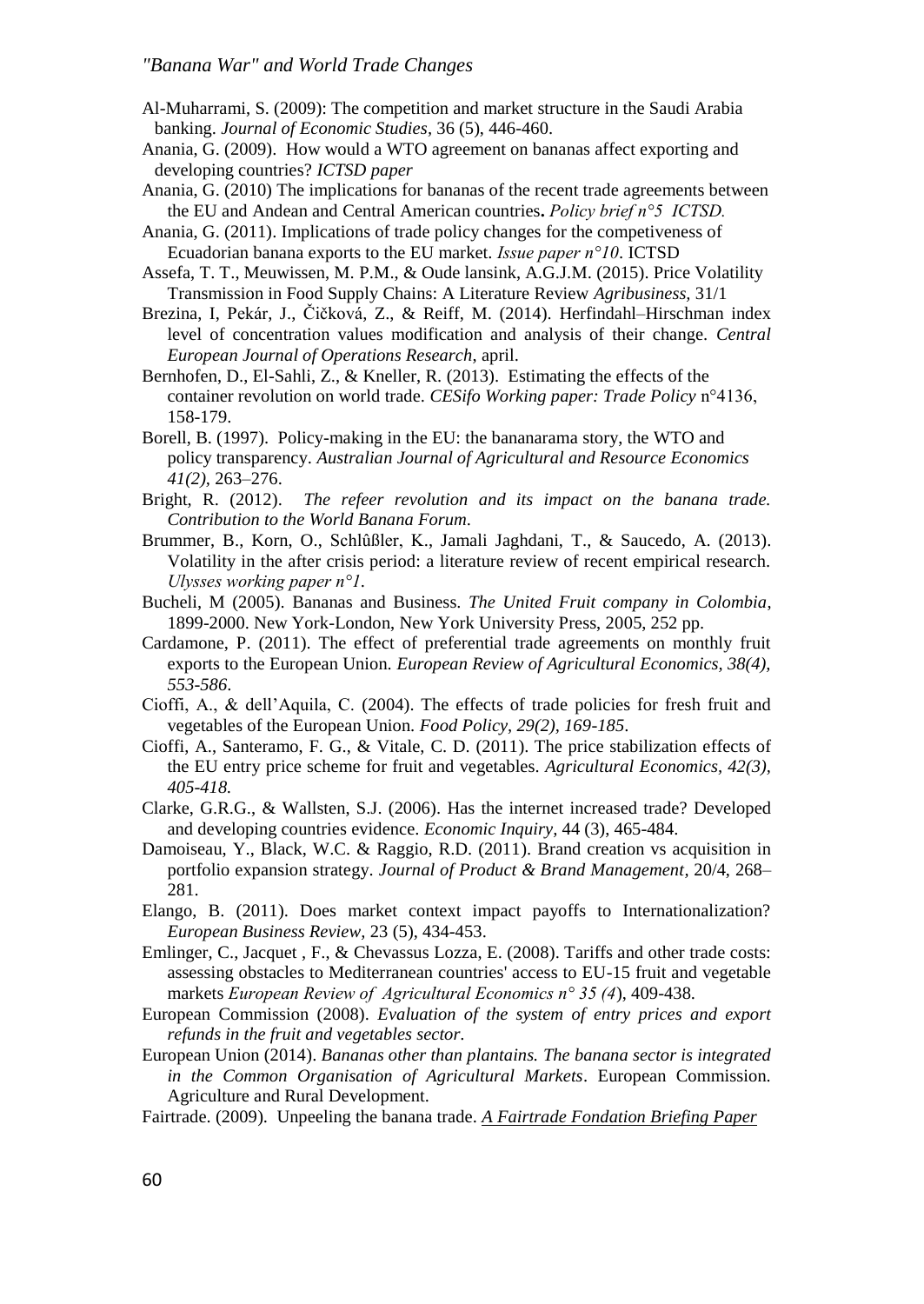Al-Muharrami, S. (2009): The competition and market structure in the Saudi Arabia banking. *Journal of Economic Studies*, 36 (5), 446-460.

Anania, G. (2009). How would a WTO agreement on bananas affect exporting and developing countries? *ICTSD paper*

Anania, G. (2010) The implications for bananas of the recent trade agreements between the EU and Andean and Central American countries**.** *Policy brief n°5 ICTSD.*

Anania, G. (2011). Implications of trade policy changes for the competiveness of Ecuadorian banana exports to the EU market. *Issue paper n°10*. ICTSD

Assefa, T. T., Meuwissen, M. P.M., & Oude lansink, A.G.J.M. (2015). Price Volatility Transmission in Food Supply Chains: A Literature Review *Agribusiness,* 31/1

Brezina, I, Pekár, J., Čičková, Z., & Reiff, M. (2014). Herfindahl–Hirschman index level of concentration values modification and analysis of their change. *Central European Journal of Operations Research*, april.

Bernhofen, D., El-Sahli, Z., & Kneller, R. (2013). Estimating the effects of the container revolution on world trade. *CESifo Working paper: Trade Policy* n°4136, 158-179.

Borell, B. (1997). Policy-making in the EU: the bananarama story, the WTO and policy transparency. *Australian Journal of Agricultural and Resource Economics 41(2)*, 263–276.

Bright, R. (2012). *The refeer revolution and its impact on the banana trade. Contribution to the World Banana Forum*.

Brummer, B., Korn, O., Schlûßler, K., Jamali Jaghdani, T., & Saucedo, A. (2013). Volatility in the after crisis period: a literature review of recent empirical research. *Ulysses working paper n°1*.

Bucheli, M (2005). Bananas and Business. *The United Fruit company in Colombia*, 1899-2000. New York-London, New York University Press, 2005, 252 pp.

Cardamone, P. (2011). The effect of preferential trade agreements on monthly fruit exports to the European Union. *European Review of Agricultural Economics, 38(4), 553-586*.

Cioffi, A., & dell'Aquila, C. (2004). The effects of trade policies for fresh fruit and vegetables of the European Union. *Food Policy, 29(2), 169-185*.

Cioffi, A., Santeramo, F. G., & Vitale, C. D. (2011). The price stabilization effects of the EU entry price scheme for fruit and vegetables. *Agricultural Economics, 42(3), 405-418.*

Clarke, G.R.G., & Wallsten, S.J. (2006). Has the internet increased trade? Developed and developing countries evidence. *Economic Inquiry,* 44 (3), 465-484.

Damoiseau, Y., Black, W.C. & Raggio, R.D. (2011). Brand creation vs acquisition in portfolio expansion strategy. *Journal of Product & Brand Management*, 20/4, 268–281.

Elango, B. (2011). Does market context impact payoffs to Internationalization? *European Business Review*, 23 (5), 434-453.

Emlinger, C., Jacquet , F., & Chevassus Lozza, E. (2008). Tariffs and other trade costs: assessing obstacles to Mediterranean countries' access to EU-15 fruit and vegetable markets *European Review of Agricultural Economics n° 35 (4*), 409-438.

European Commission (2008). *Evaluation of the system of entry prices and export refunds in the fruit and vegetables sector*.

European Union (2014). *Bananas other than plantains. The banana sector is integrated in the Common Organisation of Agricultural Markets*. European Commission. Agriculture and Rural Development.

Fairtrade. (2009). Unpeeling the banana trade. *A Fairtrade Fondation Briefing Paper*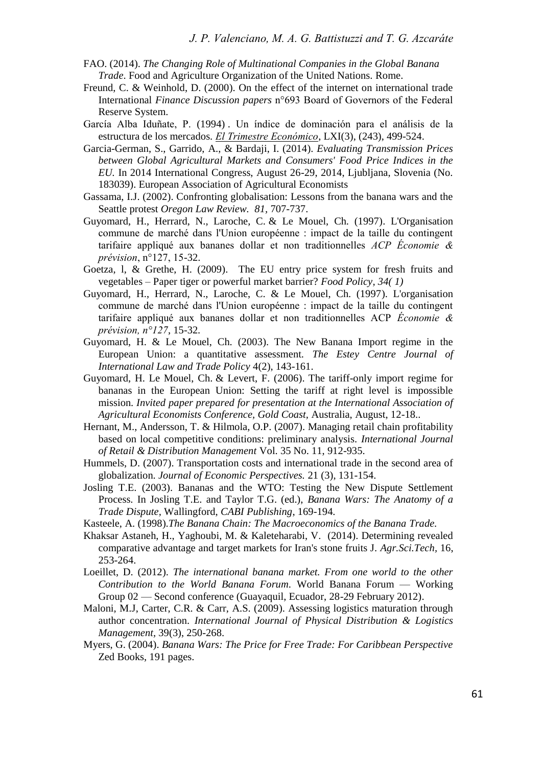FAO. (2014). *The Changing Role of Multinational Companies in the Global Banana Trade*. Food and Agriculture Organization of the United Nations. Rome.

Freund, C. & Weinhold, D. (2000). On the effect of the internet on international trade International *Finance Discussion papers* n°693 Board of Governors of the Federal Reserve System.

García Alba Iduñate, P. (1994) . Un índice de dominación para el análisis de la estructura de los mercados. *El Trimestre Económico*, LXI(3), (243), 499-524.

Garcia-German, S., Garrido, A., & Bardaji, I. (2014). *Evaluating Transmission Prices between Global Agricultural Markets and Consumers' Food Price Indices in the EU.* In 2014 International Congress, August 26-29, 2014, Ljubljana, Slovenia (No. 183039). European Association of Agricultural Economists

Gassama, I.J. (2002). Confronting globalisation: Lessons from the banana wars and the Seattle protest *Oregon Law Review. 81*, 707-737.

Guyomard, H., Herrard, N., Laroche, C. & Le Mouel, Ch. (1997). L'Organisation commune de marché dans l'Union européenne : impact de la taille du contingent tarifaire appliqué aux bananes dollar et non traditionnelles *ACP Économie & prévision*, n°127, 15-32.

Goetza, l, & Grethe, H. (2009). The EU entry price system for fresh fruits and vegetables – Paper tiger or powerful market barrier? *Food Policy, 34( 1)*

Guyomard, H., Herrard, N., Laroche, C. & Le Mouel, Ch. (1997). L'organisation commune de marché dans l'Union européenne : impact de la taille du contingent tarifaire appliqué aux bananes dollar et non traditionnelles ACP *Économie & prévision, n°127*, 15-32.

Guyomard, H. & Le Mouel, Ch. (2003). The New Banana Import regime in the European Union: a quantitative assessment. *The Estey Centre Journal of International Law and Trade Policy* 4(2), 143-161.

Guyomard, H. Le Mouel, Ch. & Levert, F. (2006). The tariff-only import regime for bananas in the European Union: Setting the tariff at right level is impossible mission. *Invited paper prepared for presentation at the International Association of Agricultural Economists Conference, Gold Coast,* Australia, August, 12-18..

Hernant, M., Andersson, T. & Hilmola, O.P. (2007). Managing retail chain profitability based on local competitive conditions: preliminary analysis. *International Journal of Retail & Distribution Management* Vol. 35 No. 11, 912-935.

Hummels, D. (2007). Transportation costs and international trade in the second area of globalization. *Journal of Economic Perspectives.* 21 (3), 131-154.

Josling T.E. (2003). Bananas and the WTO: Testing the New Dispute Settlement Process. In Josling T.E. and Taylor T.G. (ed.), *Banana Wars: The Anatomy of a Trade Dispute*, Wallingford, *CABI Publishing*, 169-194.

Kasteele, A. (1998).*The Banana Chain: The Macroeconomics of the Banana Trade.*

Khaksar Astaneh, H., Yaghoubi, M. & Kaleteharabi, V. (2014). Determining revealed comparative advantage and target markets for Iran's stone fruits J. *Agr.Sci.Tech*, 16, 253-264.

Loeillet, D. (2012). *The international banana market. From one world to the other Contribution to the World Banana Forum*. World Banana Forum — Working Group 02 — Second conference (Guayaquil, Ecuador, 28-29 February 2012).

Maloni, M.J, Carter, C.R. & Carr, A.S. (2009). Assessing logistics maturation through author concentration. *International Journal of Physical Distribution & Logistics Management*, 39(3), 250-268.

Myers, G. (2004). *Banana Wars: The Price for Free Trade: For Caribbean Perspective* Zed Books, 191 pages.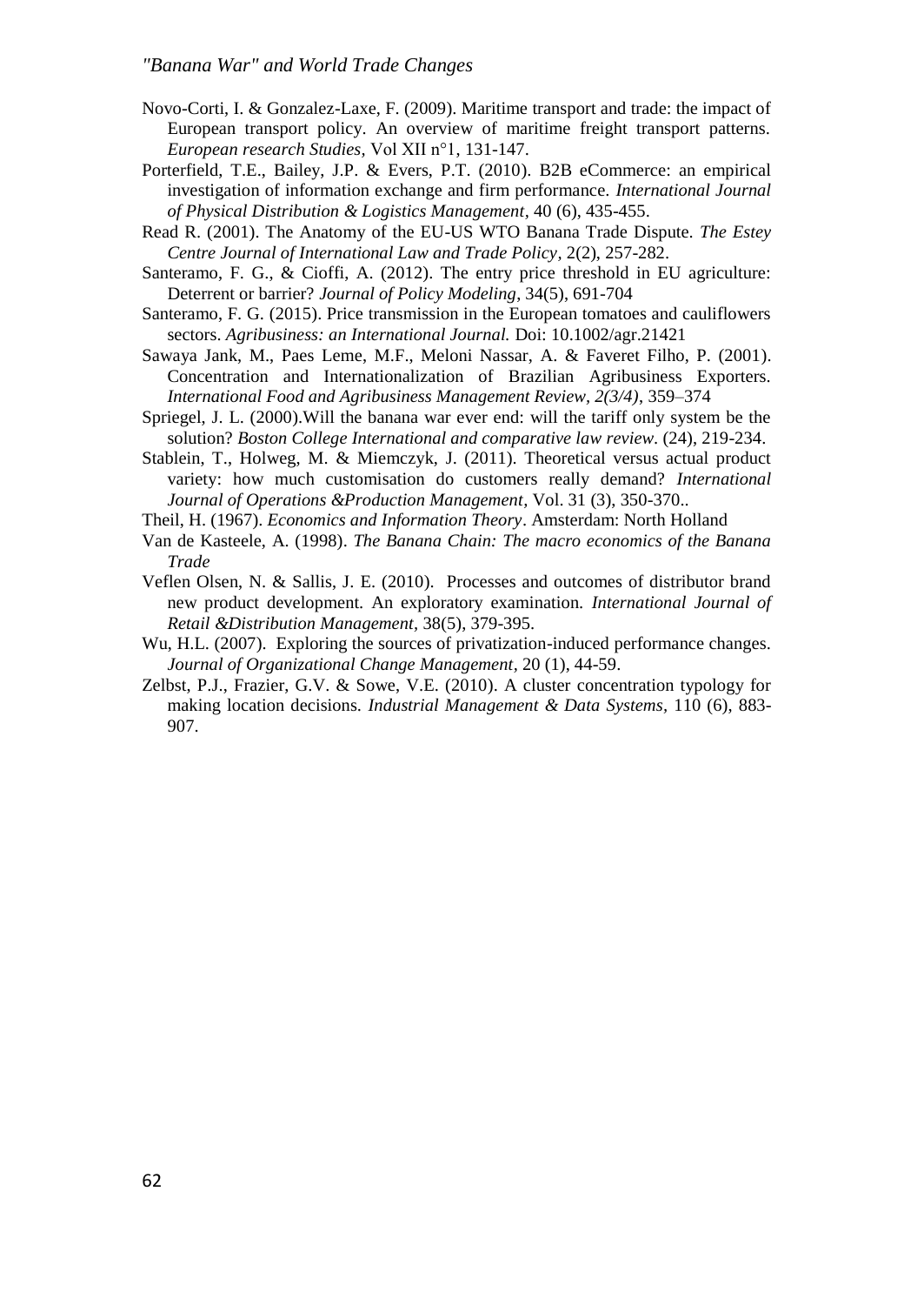Novo-Corti, I. & Gonzalez-Laxe, F. (2009). Maritime transport and trade: the impact of European transport policy. An overview of maritime freight transport patterns. *European research Studies*, Vol XII n°1, 131-147.

Porterfield, T.E., Bailey, J.P. & Evers, P.T. (2010). B2B eCommerce: an empirical investigation of information exchange and firm performance. *International Journal of Physical Distribution & Logistics Management*, 40 (6), 435-455.

Read R. (2001). The Anatomy of the EU-US WTO Banana Trade Dispute. *The Estey Centre Journal of International Law and Trade Policy*, 2(2), 257-282.

Santeramo, F. G., & Cioffi, A. (2012). The entry price threshold in EU agriculture: Deterrent or barrier? *Journal of Policy Modeling*, 34(5), 691-704

Santeramo, F. G. (2015). Price transmission in the European tomatoes and cauliflowers sectors. *Agribusiness: an International Journal.* Doi: 10.1002/agr.21421

Sawaya Jank, M., Paes Leme, M.F., Meloni Nassar, A. & Faveret Filho, P. (2001). Concentration and Internationalization of Brazilian Agribusiness Exporters. *International Food and Agribusiness Management Review, 2(3/4)*, 359–374

Spriegel, J. L. (2000).Will the banana war ever end: will the tariff only system be the solution? *Boston College International and comparative law review*. (24), 219-234.

Stablein, T., Holweg, M. & Miemczyk, J. (2011). Theoretical versus actual product variety: how much customisation do customers really demand? *International Journal of Operations &Production Management*, Vol. 31 (3), 350-370..

Theil, H. (1967). *Economics and Information Theory*. Amsterdam: North Holland

Van de Kasteele, A. (1998). *The Banana Chain: The macro economics of the Banana Trade*

Veflen Olsen, N. & Sallis, J. E. (2010). Processes and outcomes of distributor brand new product development. An exploratory examination. *International Journal of Retail &Distribution Management*, 38(5), 379-395.

Wu, H.L. (2007). Exploring the sources of privatization-induced performance changes. *Journal of Organizational Change Management*, 20 (1), 44-59.

Zelbst, P.J., Frazier, G.V. & Sowe, V.E. (2010). A cluster concentration typology for making location decisions. *Industrial Management & Data Systems*, 110 (6), 883-907.